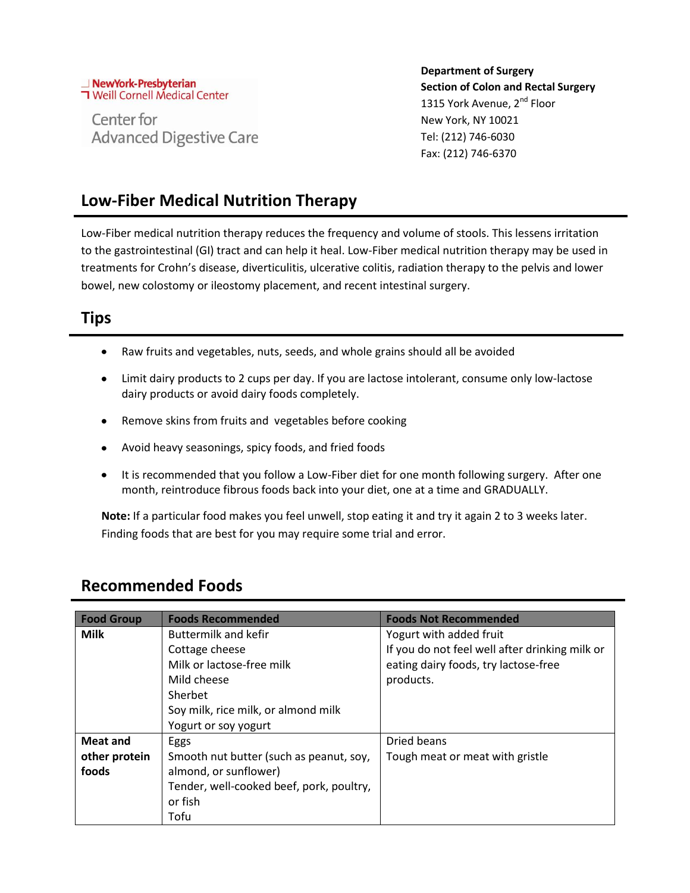NewYork-Presbyterian
Weill Cornell Medical Center

Center for
Advanced Digestive Care

**Department of Surgery**
**Section of Colon and Rectal Surgery**
1315 York Avenue, 2nd Floor
New York, NY 10021
Tel: (212) 746-6030
Fax: (212) 746-6370

## Low-Fiber Medical Nutrition Therapy

Low-Fiber medical nutrition therapy reduces the frequency and volume of stools. This lessens irritation to the gastrointestinal (GI) tract and can help it heal. Low-Fiber medical nutrition therapy may be used in treatments for Crohn's disease, diverticulitis, ulcerative colitis, radiation therapy to the pelvis and lower bowel, new colostomy or ileostomy placement, and recent intestinal surgery.

## Tips

- Raw fruits and vegetables, nuts, seeds, and whole grains should all be avoided
- Limit dairy products to 2 cups per day. If you are lactose intolerant, consume only low-lactose dairy products or avoid dairy foods completely.
- Remove skins from fruits and vegetables before cooking
- Avoid heavy seasonings, spicy foods, and fried foods
- It is recommended that you follow a Low-Fiber diet for one month following surgery. After one month, reintroduce fibrous foods back into your diet, one at a time and GRADUALLY.

**Note:** If a particular food makes you feel unwell, stop eating it and try it again 2 to 3 weeks later. Finding foods that are best for you may require some trial and error.

## Recommended Foods

| Food Group | Foods Recommended | Foods Not Recommended |
|---|---|---|
| **Milk** | Buttermilk and kefir<br>Cottage cheese<br>Milk or lactose-free milk<br>Mild cheese<br>Sherbet<br>Soy milk, rice milk, or almond milk<br>Yogurt or soy yogurt | Yogurt with added fruit<br>If you do not feel well after drinking milk or eating dairy foods, try lactose-free products. |
| **Meat and other protein foods** | Eggs<br>Smooth nut butter (such as peanut, soy, almond, or sunflower)<br>Tender, well-cooked beef, pork, poultry, or fish<br>Tofu | Dried beans<br>Tough meat or meat with gristle |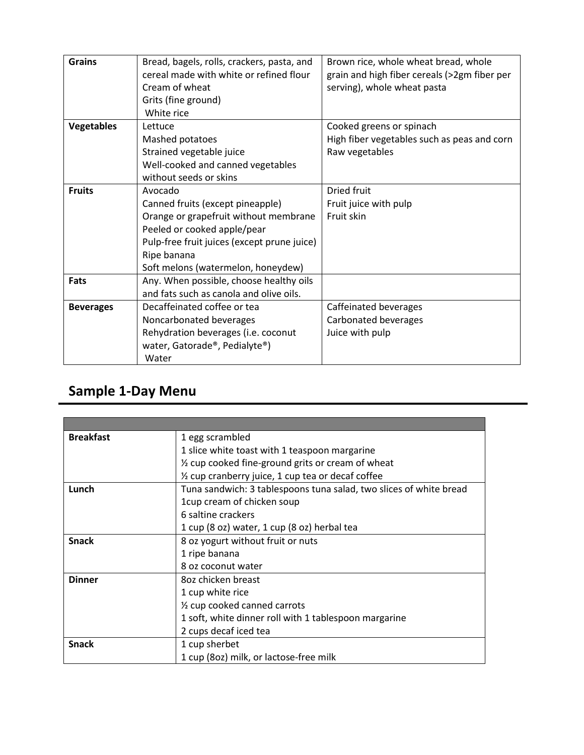| | | |
|---|---|---|
| **Grains** | Bread, bagels, rolls, crackers, pasta, and cereal made with white or refined flour<br>Cream of wheat<br>Grits (fine ground)<br>White rice | Brown rice, whole wheat bread, whole grain and high fiber cereals (>2gm fiber per serving), whole wheat pasta |
| **Vegetables** | Lettuce<br>Mashed potatoes<br>Strained vegetable juice<br>Well-cooked and canned vegetables without seeds or skins | Cooked greens or spinach<br>High fiber vegetables such as peas and corn<br>Raw vegetables |
| **Fruits** | Avocado<br>Canned fruits (except pineapple)<br>Orange or grapefruit without membrane<br>Peeled or cooked apple/pear<br>Pulp-free fruit juices (except prune juice)<br>Ripe banana<br>Soft melons (watermelon, honeydew) | Dried fruit<br>Fruit juice with pulp<br>Fruit skin |
| **Fats** | Any. When possible, choose healthy oils and fats such as canola and olive oils. | |
| **Beverages** | Decaffeinated coffee or tea<br>Noncarbonated beverages<br>Rehydration beverages (i.e. coconut water, Gatorade®, Pedialyte®)<br>Water | Caffeinated beverages<br>Carbonated beverages<br>Juice with pulp |

## Sample 1-Day Menu

| | |
|---|---|
| **Breakfast** | 1 egg scrambled<br>1 slice white toast with 1 teaspoon margarine<br>½ cup cooked fine-ground grits or cream of wheat<br>½ cup cranberry juice, 1 cup tea or decaf coffee |
| **Lunch** | Tuna sandwich: 3 tablespoons tuna salad, two slices of white bread<br>1cup cream of chicken soup<br>6 saltine crackers<br>1 cup (8 oz) water, 1 cup (8 oz) herbal tea |
| **Snack** | 8 oz yogurt without fruit or nuts<br>1 ripe banana<br>8 oz coconut water |
| **Dinner** | 8oz chicken breast<br>1 cup white rice<br>½ cup cooked canned carrots<br>1 soft, white dinner roll with 1 tablespoon margarine<br>2 cups decaf iced tea |
| **Snack** | 1 cup sherbet<br>1 cup (8oz) milk, or lactose-free milk |